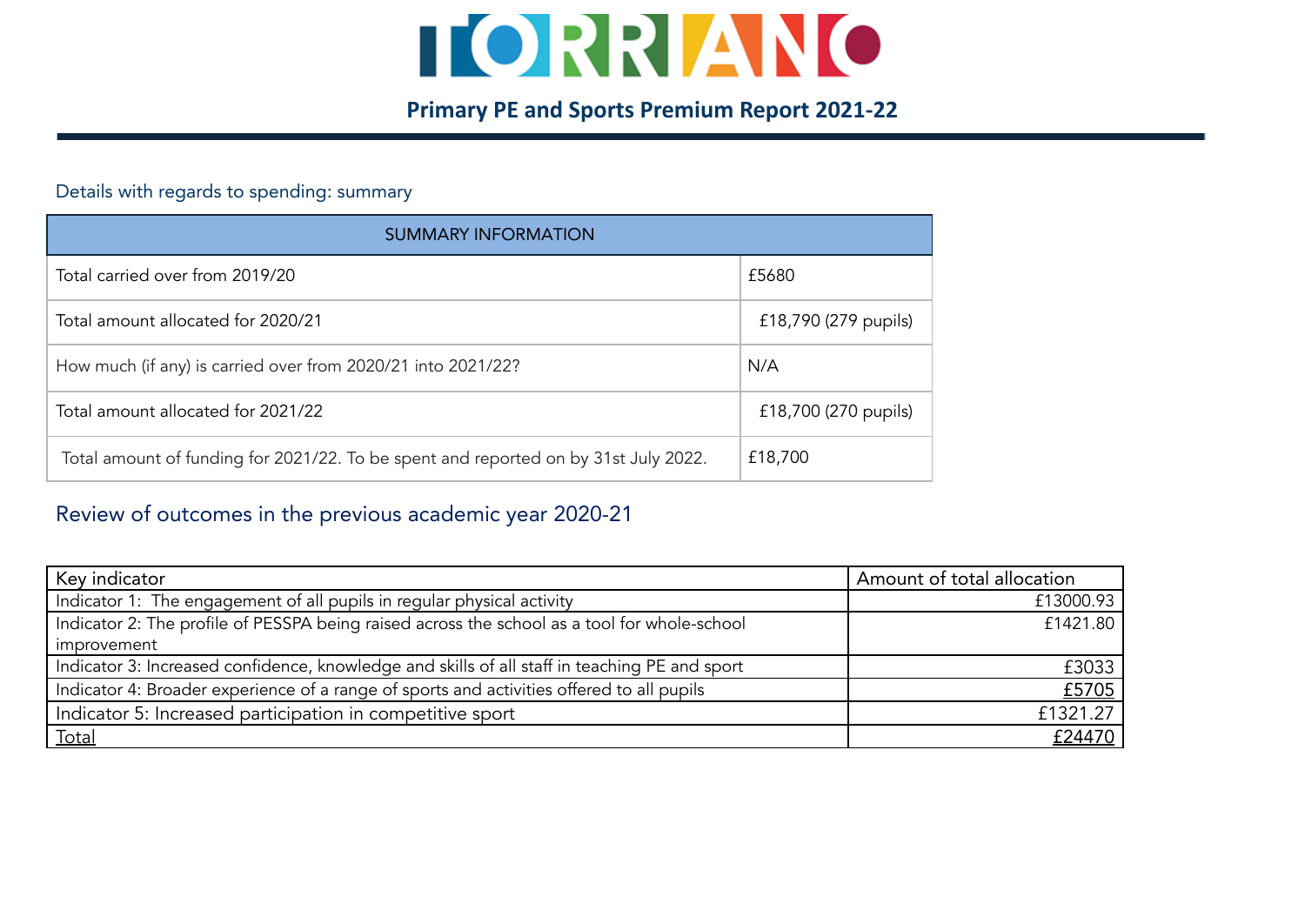# TORRIANO

## Primary PE and Sports Premium Report 2021-22

Details with regards to spending: summary

| SUMMARY INFORMATION | |
|---|---|
| Total carried over from 2019/20 | £5680 |
| Total amount allocated for 2020/21 | £18,790 (279 pupils) |
| How much (if any) is carried over from 2020/21 into 2021/22? | N/A |
| Total amount allocated for 2021/22 | £18,700 (270 pupils) |
| Total amount of funding for 2021/22. To be spent and reported on by 31st July 2022. | £18,700 |

## Review of outcomes in the previous academic year 2020-21

| Key indicator | Amount of total allocation |
|---|---|
| Indicator 1: The engagement of all pupils in regular physical activity | £13000.93 |
| Indicator 2: The profile of PESSPA being raised across the school as a tool for whole-school improvement | £1421.80 |
| Indicator 3: Increased confidence, knowledge and skills of all staff in teaching PE and sport | £3033 |
| Indicator 4: Broader experience of a range of sports and activities offered to all pupils | £5705 |
| Indicator 5: Increased participation in competitive sport | £1321.27 |
| Total | £24470 |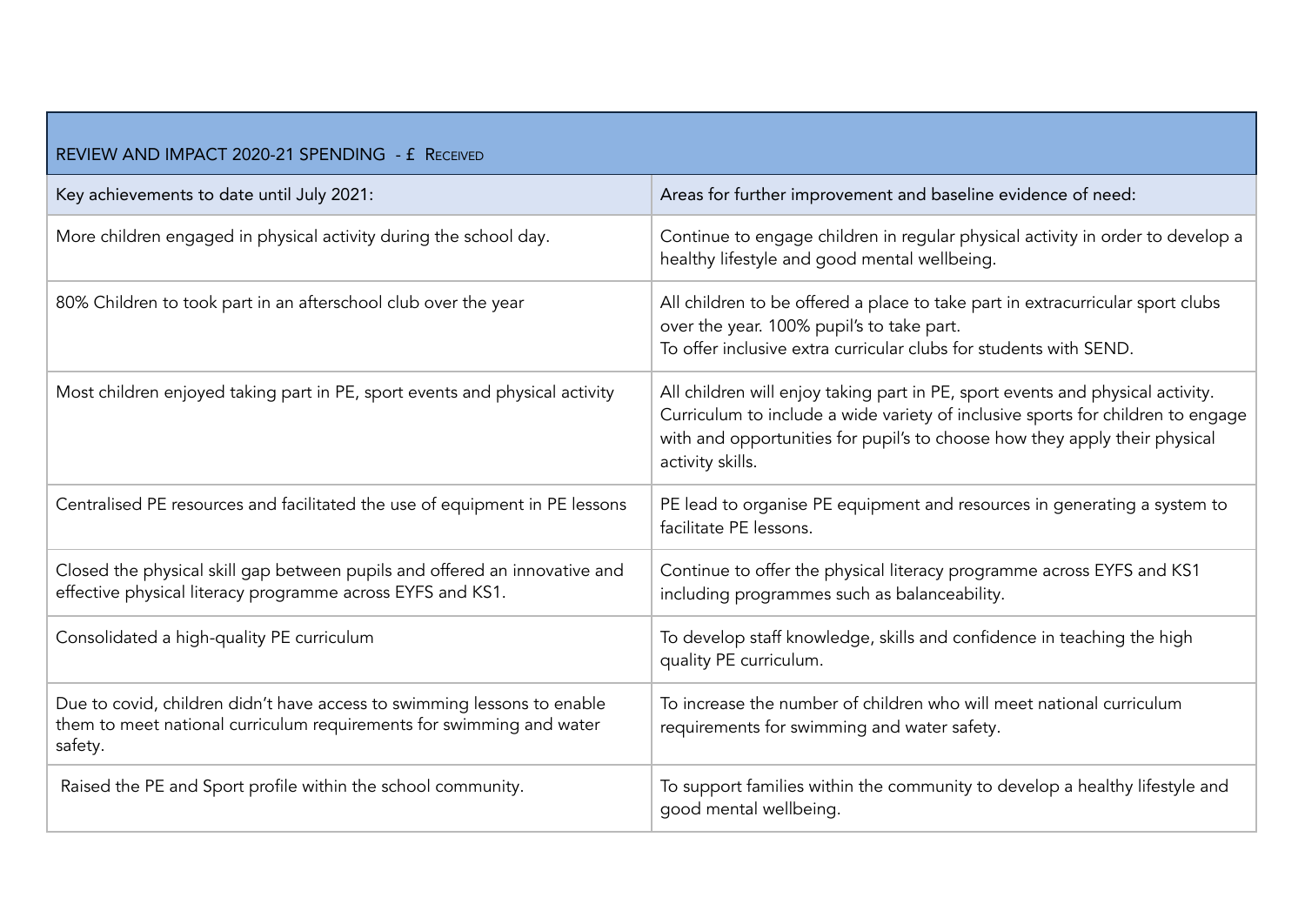| REVIEW AND IMPACT 2020-21 SPENDING - £ RECEIVED | |
|---|---|
| Key achievements to date until July 2021: | Areas for further improvement and baseline evidence of need: |
| More children engaged in physical activity during the school day. | Continue to engage children in regular physical activity in order to develop a healthy lifestyle and good mental wellbeing. |
| 80% Children to took part in an afterschool club over the year | All children to be offered a place to take part in extracurricular sport clubs over the year. 100% pupil's to take part.<br>To offer inclusive extra curricular clubs for students with SEND. |
| Most children enjoyed taking part in PE, sport events and physical activity | All children will enjoy taking part in PE, sport events and physical activity. Curriculum to include a wide variety of inclusive sports for children to engage with and opportunities for pupil's to choose how they apply their physical activity skills. |
| Centralised PE resources and facilitated the use of equipment in PE lessons | PE lead to organise PE equipment and resources in generating a system to facilitate PE lessons. |
| Closed the physical skill gap between pupils and offered an innovative and effective physical literacy programme across EYFS and KS1. | Continue to offer the physical literacy programme across EYFS and KS1 including programmes such as balanceability. |
| Consolidated a high-quality PE curriculum | To develop staff knowledge, skills and confidence in teaching the high quality PE curriculum. |
| Due to covid, children didn't have access to swimming lessons to enable them to meet national curriculum requirements for swimming and water safety. | To increase the number of children who will meet national curriculum requirements for swimming and water safety. |
| Raised the PE and Sport profile within the school community. | To support families within the community to develop a healthy lifestyle and good mental wellbeing. |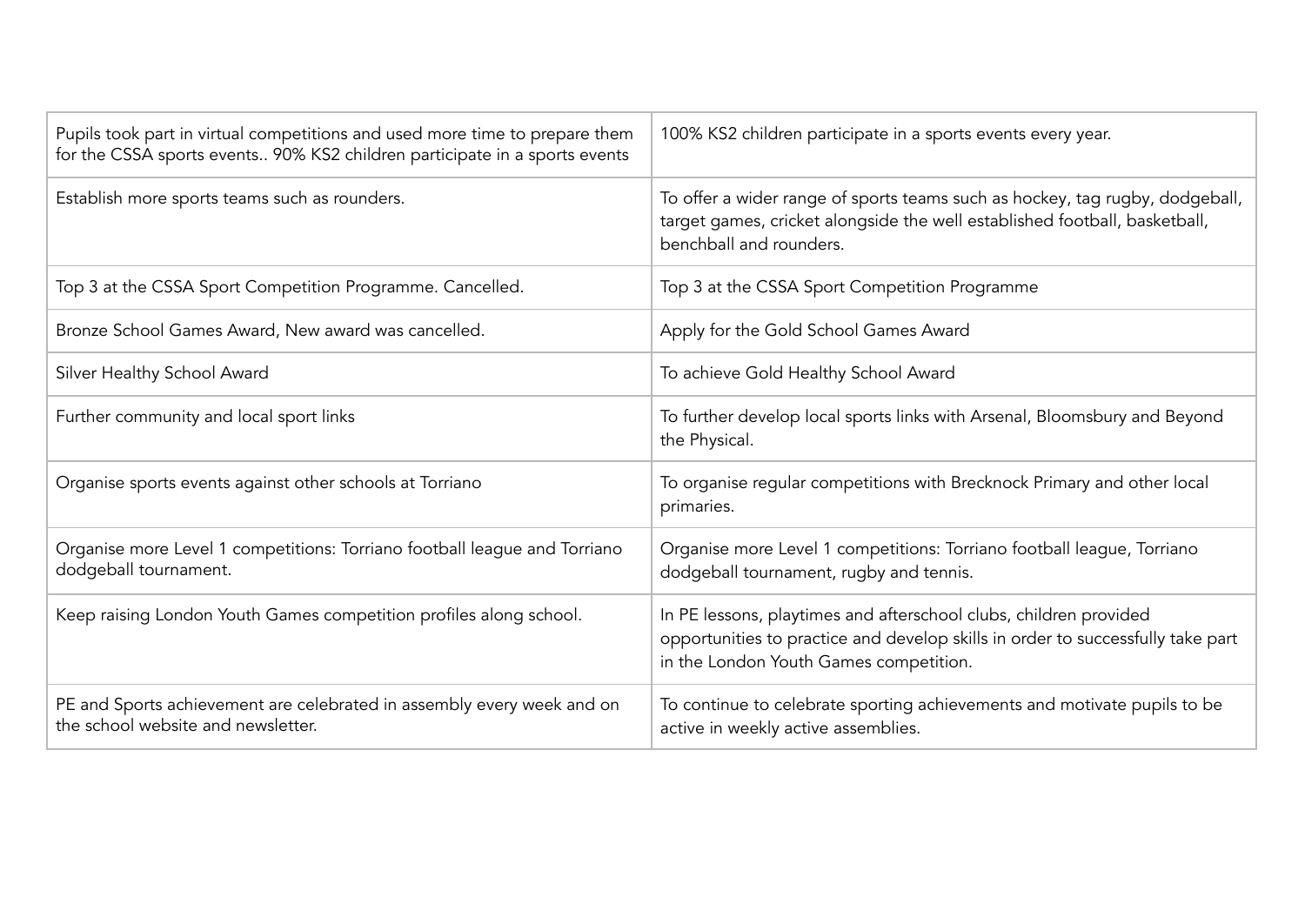| | |
|---|---|
| Pupils took part in virtual competitions and used more time to prepare them for the CSSA sports events.. 90% KS2 children participate in a sports events | 100% KS2 children participate in a sports events every year. |
| Establish more sports teams such as rounders. | To offer a wider range of sports teams such as hockey, tag rugby, dodgeball, target games, cricket alongside the well established football, basketball, benchball and rounders. |
| Top 3 at the CSSA Sport Competition Programme. Cancelled. | Top 3 at the CSSA Sport Competition Programme |
| Bronze School Games Award, New award was cancelled. | Apply for the Gold School Games Award |
| Silver Healthy School Award | To achieve Gold Healthy School Award |
| Further community and local sport links | To further develop local sports links with Arsenal, Bloomsbury and Beyond the Physical. |
| Organise sports events against other schools at Torriano | To organise regular competitions with Brecknock Primary and other local primaries. |
| Organise more Level 1 competitions: Torriano football league and Torriano dodgeball tournament. | Organise more Level 1 competitions: Torriano football league, Torriano dodgeball tournament, rugby and tennis. |
| Keep raising London Youth Games competition profiles along school. | In PE lessons, playtimes and afterschool clubs, children provided opportunities to practice and develop skills in order to successfully take part in the London Youth Games competition. |
| PE and Sports achievement are celebrated in assembly every week and on the school website and newsletter. | To continue to celebrate sporting achievements and motivate pupils to be active in weekly active assemblies. |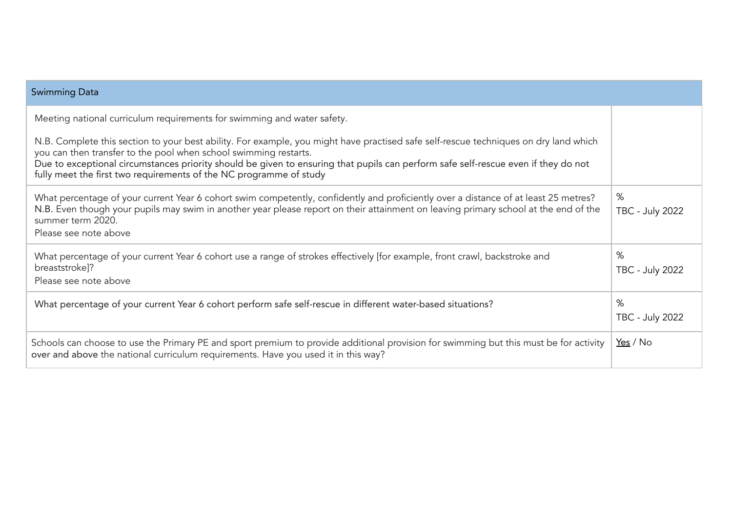| Swimming Data | |
|---|---|
| Meeting national curriculum requirements for swimming and water safety.<br><br>N.B. Complete this section to your best ability. For example, you might have practised safe self-rescue techniques on dry land which you can then transfer to the pool when school swimming restarts.<br>Due to exceptional circumstances priority should be given to ensuring that pupils can perform safe self-rescue even if they do not fully meet the first two requirements of the NC programme of study | |
| What percentage of your current Year 6 cohort swim competently, confidently and proficiently over a distance of at least 25 metres?<br>**N.B.** Even though your pupils may swim in another year please report on their attainment on leaving primary school at the end of the summer term 2020.<br>Please see note above | %<br>TBC - July 2022 |
| What percentage of your current Year 6 cohort use a range of strokes effectively [for example, front crawl, backstroke and breaststroke]?<br>Please see note above | %<br>TBC - July 2022 |
| What percentage of your current Year 6 cohort perform safe self-rescue in different water-based situations? | %<br>TBC - July 2022 |
| Schools can choose to use the Primary PE and sport premium to provide additional provision for swimming but this must be for activity **over and above** the national curriculum requirements. Have you used it in this way? | <u>Yes</u> / No |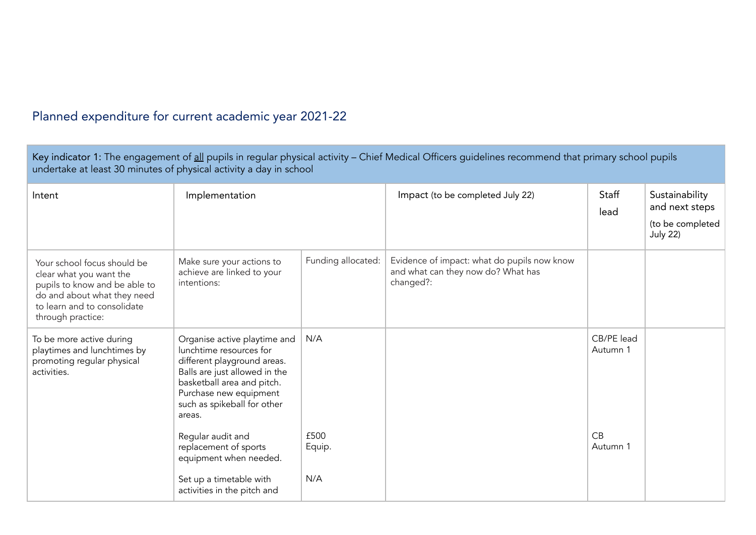## Planned expenditure for current academic year 2021-22

| Key indicator 1: The engagement of all pupils in regular physical activity – Chief Medical Officers guidelines recommend that primary school pupils undertake at least 30 minutes of physical activity a day in school | | | | | |
|---|---|---|---|---|---|
| Intent | Implementation | | Impact (to be completed July 22) | Staff lead | Sustainability and next steps (to be completed July 22) |
| Your school focus should be clear what you want the pupils to know and be able to do and about what they need to learn and to consolidate through practice: | Make sure your actions to achieve are linked to your intentions: | Funding allocated: | Evidence of impact: what do pupils now know and what can they now do? What has changed?: | | |
| To be more active during playtimes and lunchtimes by promoting regular physical activities. | Organise active playtime and lunchtime resources for different playground areas. Balls are just allowed in the basketball area and pitch. Purchase new equipment such as spikeball for other areas. | N/A | | CB/PE lead Autumn 1 | |
| | Regular audit and replacement of sports equipment when needed. | £500 Equip. | | CB Autumn 1 | |
| | Set up a timetable with activities in the pitch and | N/A | | | |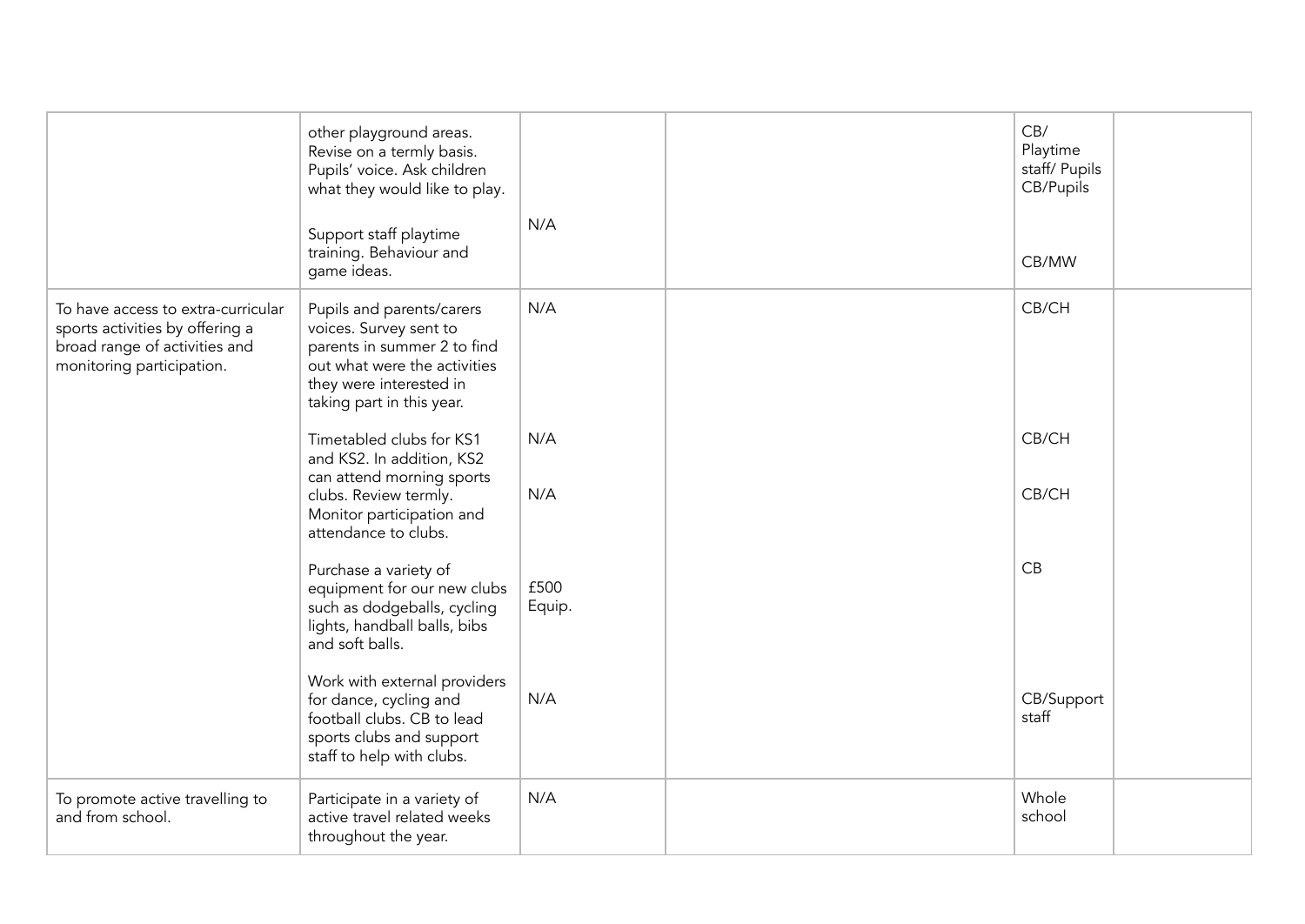| | | | | | |
|---|---|---|---|---|---|
| | other playground areas. Revise on a termly basis. Pupils' voice. Ask children what they would like to play.<br><br>Support staff playtime training. Behaviour and game ideas. | N/A | | CB/ Playtime staff/ Pupils CB/Pupils<br><br>CB/MW | |
| To have access to extra-curricular sports activities by offering a broad range of activities and monitoring participation. | Pupils and parents/carers voices. Survey sent to parents in summer 2 to find out what were the activities they were interested in taking part in this year.<br><br>Timetabled clubs for KS1 and KS2. In addition, KS2 can attend morning sports clubs. Review termly. Monitor participation and attendance to clubs.<br><br>Purchase a variety of equipment for our new clubs such as dodgeballs, cycling lights, handball balls, bibs and soft balls.<br><br>Work with external providers for dance, cycling and football clubs. CB to lead sports clubs and support staff to help with clubs. | N/A<br><br>N/A<br><br>N/A<br><br>£500 Equip.<br><br>N/A | | CB/CH<br><br>CB/CH<br><br>CB/CH<br><br>CB<br><br>CB/Support staff | |
| To promote active travelling to and from school. | Participate in a variety of active travel related weeks throughout the year. | N/A | | Whole school | |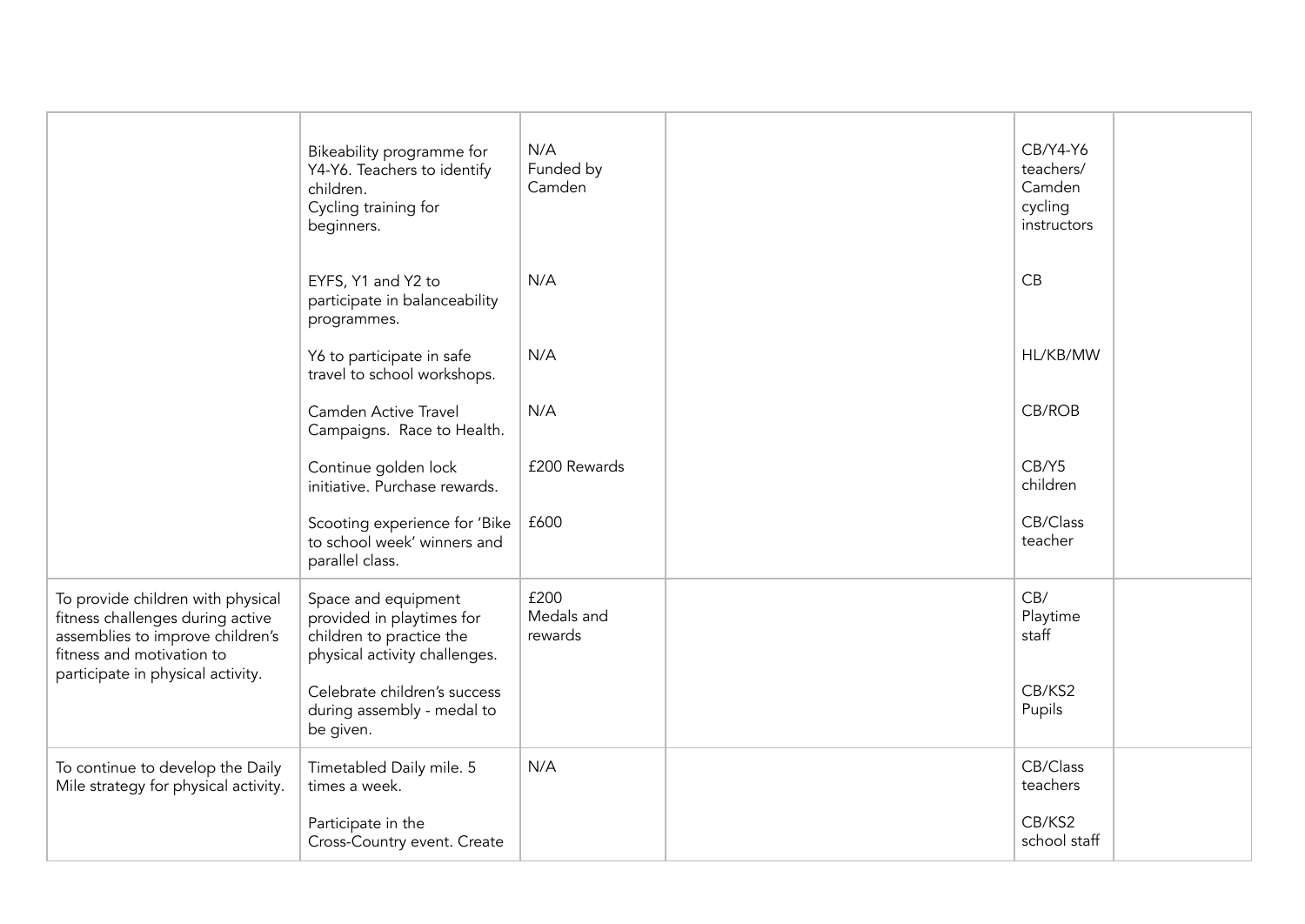| | | | | | |
|---|---|---|---|---|---|
| | Bikeability programme for Y4-Y6. Teachers to identify children.<br>Cycling training for beginners. | N/A<br>Funded by Camden | | CB/Y4-Y6 teachers/ Camden cycling instructors | |
| | EYFS, Y1 and Y2 to participate in balanceability programmes. | N/A | | CB | |
| | Y6 to participate in safe travel to school workshops. | N/A | | HL/KB/MW | |
| | Camden Active Travel Campaigns. Race to Health. | N/A | | CB/ROB | |
| | Continue golden lock initiative. Purchase rewards. | £200 Rewards | | CB/Y5 children | |
| | Scooting experience for 'Bike to school week' winners and parallel class. | £600 | | CB/Class teacher | |
| To provide children with physical fitness challenges during active assemblies to improve children's fitness and motivation to participate in physical activity. | Space and equipment provided in playtimes for children to practice the physical activity challenges.<br><br>Celebrate children's success during assembly - medal to be given. | £200<br>Medals and rewards | | CB/ Playtime staff<br><br>CB/KS2 Pupils | |
| To continue to develop the Daily Mile strategy for physical activity. | Timetabled Daily mile. 5 times a week.<br><br>Participate in the Cross-Country event. Create | N/A | | CB/Class teachers<br><br>CB/KS2 school staff | |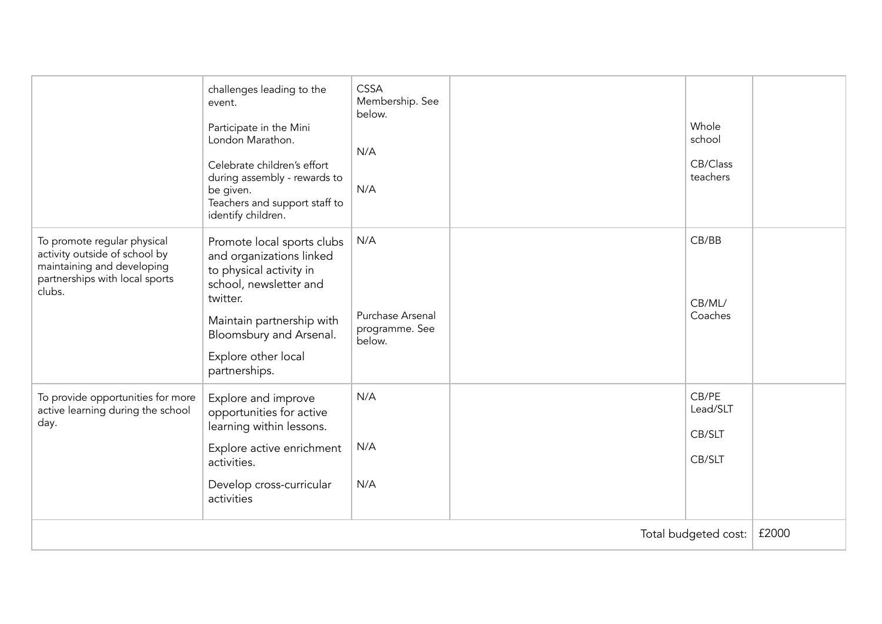| | | | | | |
|---|---|---|---|---|---|
| | challenges leading to the event.<br><br>Participate in the Mini London Marathon.<br><br>Celebrate children's effort during assembly - rewards to be given.<br>Teachers and support staff to identify children. | CSSA Membership. See below.<br><br>N/A<br><br>N/A | | Whole school<br><br>CB/Class teachers | |
| To promote regular physical activity outside of school by maintaining and developing partnerships with local sports clubs. | Promote local sports clubs and organizations linked to physical activity in school, newsletter and twitter.<br><br>Maintain partnership with Bloomsbury and Arsenal.<br><br>Explore other local partnerships. | N/A<br><br>Purchase Arsenal programme. See below. | | CB/BB<br><br>CB/ML/ Coaches | |
| To provide opportunities for more active learning during the school day. | Explore and improve opportunities for active learning within lessons.<br><br>Explore active enrichment activities.<br><br>Develop cross-curricular activities | N/A<br><br>N/A<br><br>N/A | | CB/PE Lead/SLT<br><br>CB/SLT<br><br>CB/SLT | |
| | | | | Total budgeted cost: | £2000 |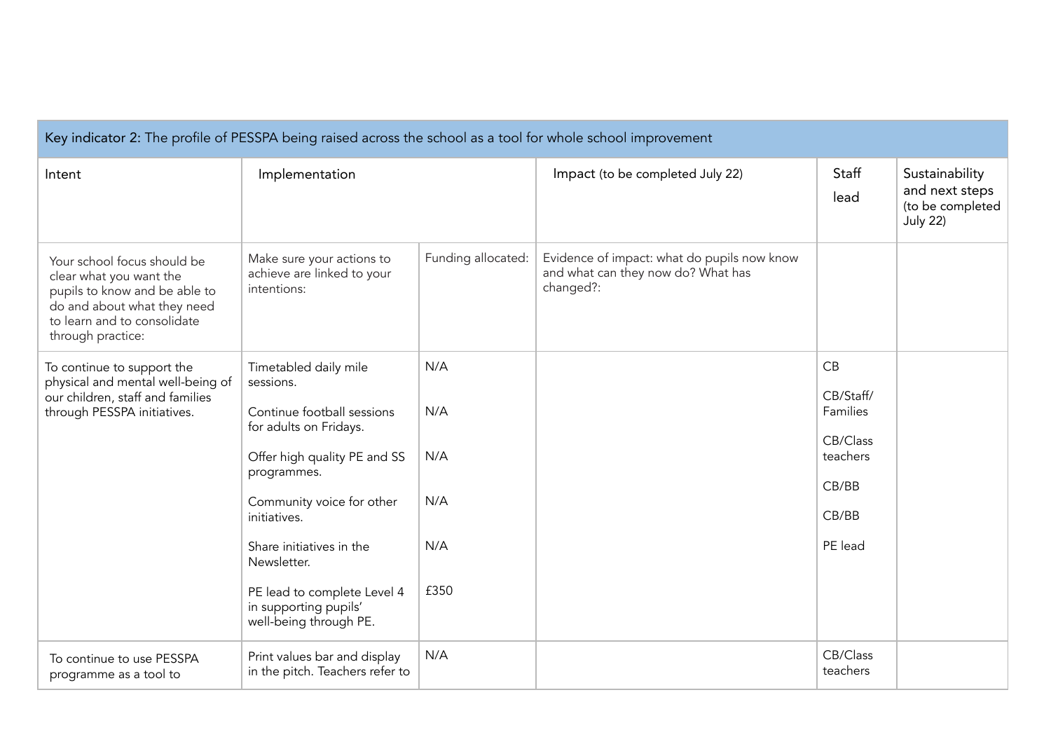| Key indicator 2: The profile of PESSPA being raised across the school as a tool for whole school improvement | | | | | |
|---|---|---|---|---|---|
| Intent | Implementation | | Impact (to be completed July 22) | Staff lead | Sustainability and next steps (to be completed July 22) |
| Your school focus should be clear what you want the pupils to know and be able to do and about what they need to learn and to consolidate through practice: | Make sure your actions to achieve are linked to your intentions: | Funding allocated: | Evidence of impact: what do pupils now know and what can they now do? What has changed?: | | |
| To continue to support the physical and mental well-being of our children, staff and families through PESSPA initiatives. | Timetabled daily mile sessions.<br><br>Continue football sessions for adults on Fridays.<br><br>Offer high quality PE and SS programmes.<br><br>Community voice for other initiatives.<br><br>Share initiatives in the Newsletter.<br><br>PE lead to complete Level 4 in supporting pupils' well-being through PE. | N/A<br><br>N/A<br><br>N/A<br><br>N/A<br><br>N/A<br><br>£350 | | CB<br><br>CB/Staff/ Families<br><br>CB/Class teachers<br><br>CB/BB<br><br>CB/BB<br><br>PE lead | |
| To continue to use PESSPA programme as a tool to | Print values bar and display in the pitch. Teachers refer to | N/A | | CB/Class teachers | |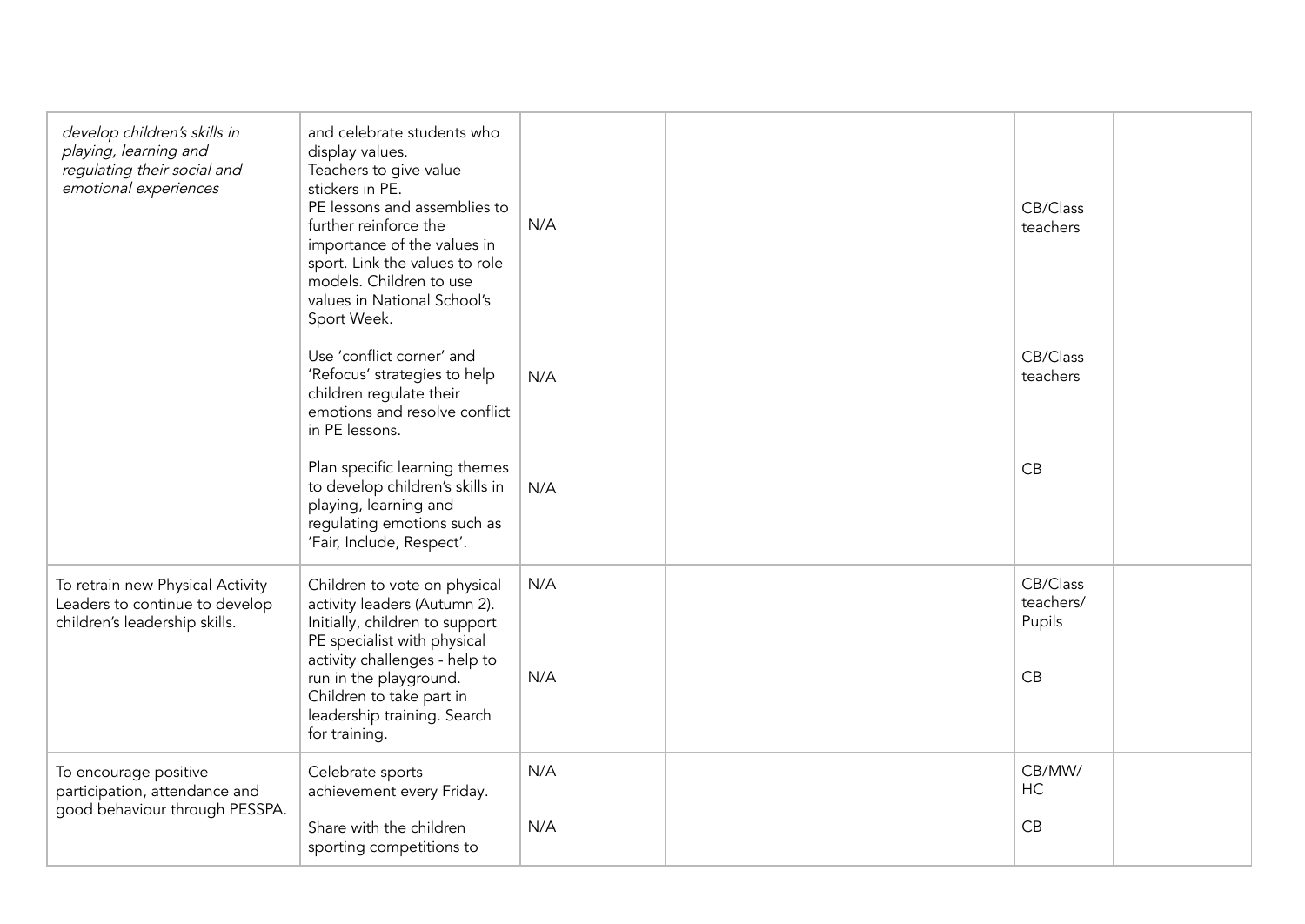| | | | | | |
|---|---|---|---|---|---|
| *develop children's skills in playing, learning and regulating their social and emotional experiences* | and celebrate students who display values. Teachers to give value stickers in PE. PE lessons and assemblies to further reinforce the importance of the values in sport. Link the values to role models. Children to use values in National School's Sport Week. | N/A | | CB/Class teachers | |
| | Use 'conflict corner' and 'Refocus' strategies to help children regulate their emotions and resolve conflict in PE lessons. | N/A | | CB/Class teachers | |
| | Plan specific learning themes to develop children's skills in playing, learning and regulating emotions such as 'Fair, Include, Respect'. | N/A | | CB | |
| To retrain new Physical Activity Leaders to continue to develop children's leadership skills. | Children to vote on physical activity leaders (Autumn 2). Initially, children to support PE specialist with physical activity challenges - help to run in the playground. | N/A | | CB/Class teachers/ Pupils | |
| | Children to take part in leadership training. Search for training. | N/A | | CB | |
| To encourage positive participation, attendance and good behaviour through PESSPA. | Celebrate sports achievement every Friday. | N/A | | CB/MW/ HC | |
| | Share with the children sporting competitions to | N/A | | CB | |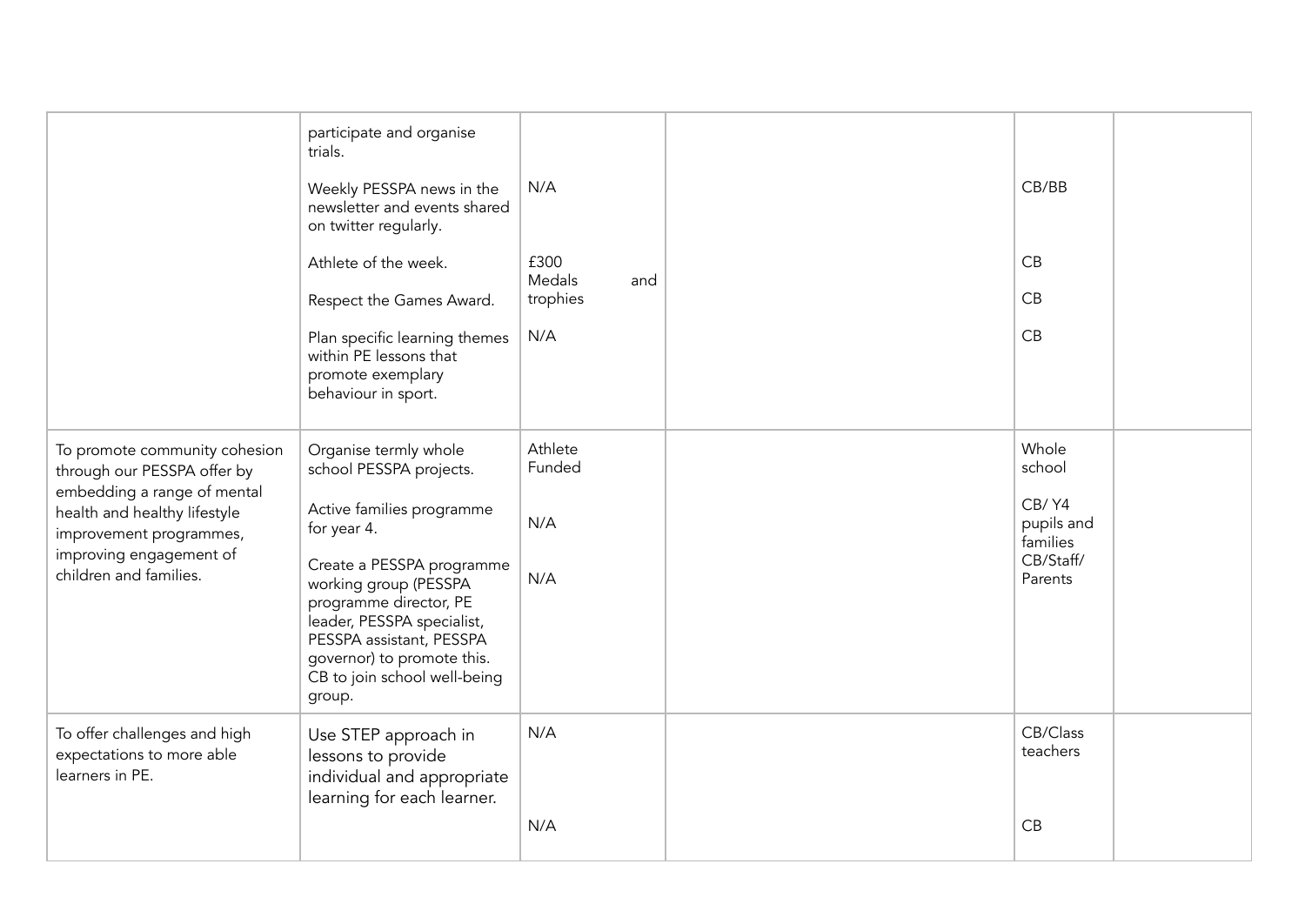| | | | | | |
|---|---|---|---|---|---|
| | participate and organise trials.<br><br>Weekly PESSPA news in the newsletter and events shared on twitter regularly.<br><br>Athlete of the week.<br><br>Respect the Games Award.<br><br>Plan specific learning themes within PE lessons that promote exemplary behaviour in sport. | <br><br>N/A<br><br>£300 Medals and trophies<br><br>N/A | | <br><br>CB/BB<br><br>CB<br><br>CB<br><br>CB | |
| To promote community cohesion through our PESSPA offer by embedding a range of mental health and healthy lifestyle improvement programmes, improving engagement of children and families. | Organise termly whole school PESSPA projects.<br><br>Active families programme for year 4.<br><br>Create a PESSPA programme working group (PESSPA programme director, PE leader, PESSPA specialist, PESSPA assistant, PESSPA governor) to promote this. CB to join school well-being group. | Athlete Funded<br><br>N/A<br><br>N/A | | Whole school<br><br>CB/ Y4 pupils and families<br>CB/Staff/ Parents | |
| To offer challenges and high expectations to more able learners in PE. | Use STEP approach in lessons to provide individual and appropriate learning for each learner. | N/A<br><br>N/A | | CB/Class teachers<br><br>CB | |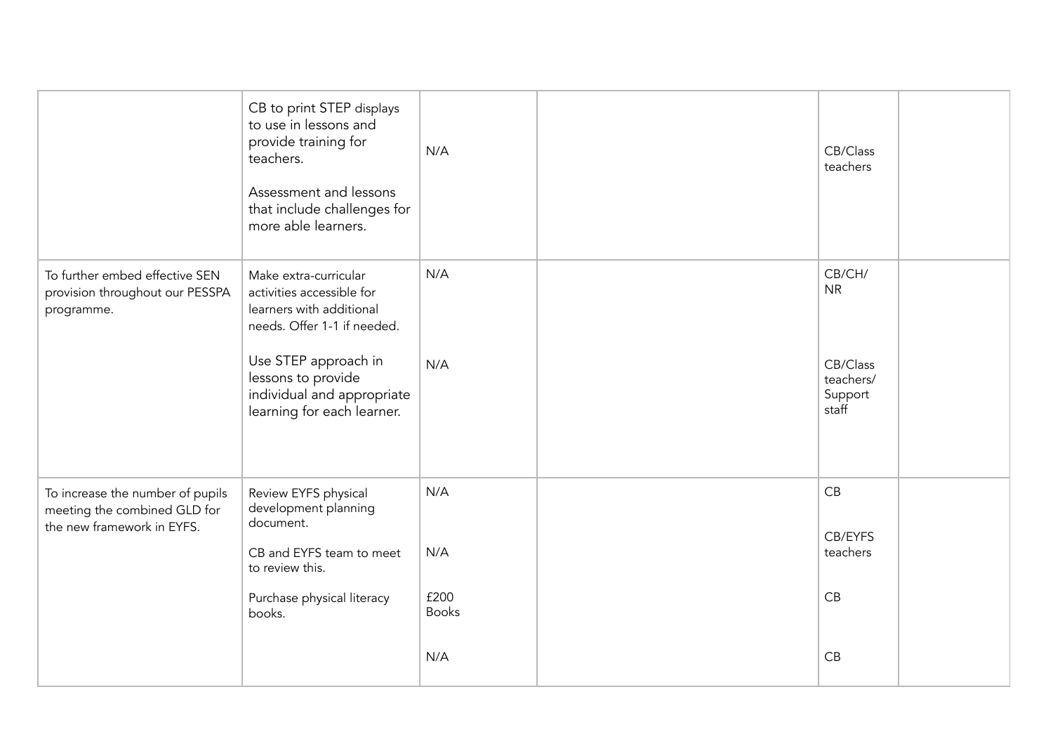| | | | | | |
|---|---|---|---|---|---|
| | CB to print STEP displays to use in lessons and provide training for teachers.<br><br>Assessment and lessons that include challenges for more able learners. | N/A | | CB/Class teachers | |
| To further embed effective SEN provision throughout our PESSPA programme. | Make extra-curricular activities accessible for learners with additional needs. Offer 1-1 if needed.<br><br>Use STEP approach in lessons to provide individual and appropriate learning for each learner. | N/A<br><br>N/A | | CB/CH/NR<br><br>CB/Class teachers/Support staff | |
| To increase the number of pupils meeting the combined GLD for the new framework in EYFS. | Review EYFS physical development planning document.<br><br>CB and EYFS team to meet to review this.<br><br>Purchase physical literacy books. | N/A<br><br>N/A<br><br>£200 Books<br><br>N/A | | CB<br><br>CB/EYFS teachers<br><br>CB<br><br>CB | |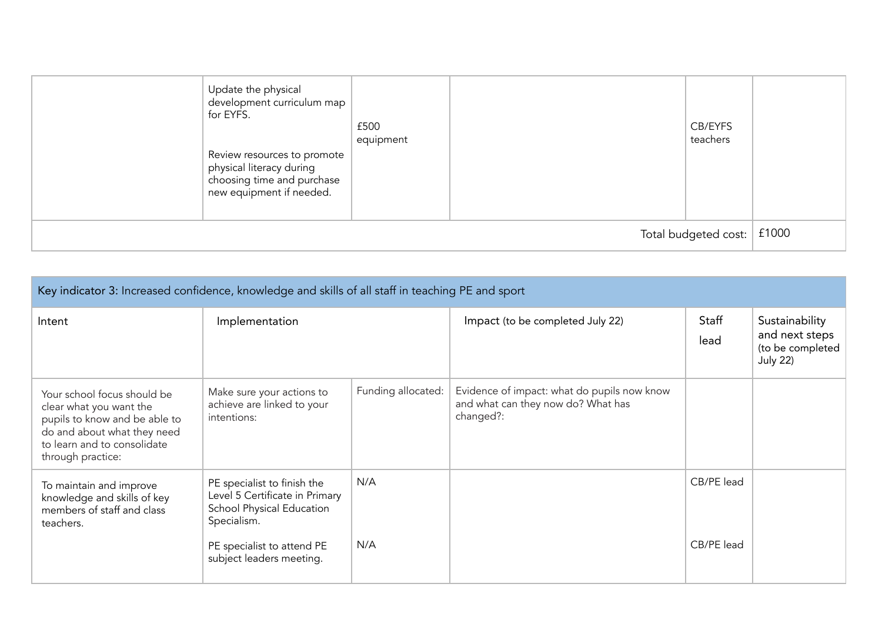| | Implementation | Funding allocated | Impact | Staff lead | Sustainability and next steps |
|---|---|---|---|---|---|
| | Update the physical development curriculum map for EYFS.<br><br>Review resources to promote physical literacy during choosing time and purchase new equipment if needed. | £500 equipment | | CB/EYFS teachers | |
| | | | | Total budgeted cost: | £1000 |

| Key indicator 3: Increased confidence, knowledge and skills of all staff in teaching PE and sport | | | | | |
|---|---|---|---|---|---|
| Intent | Implementation | | Impact (to be completed July 22) | Staff lead | Sustainability and next steps (to be completed July 22) |
| Your school focus should be clear what you want the pupils to know and be able to do and about what they need to learn and to consolidate through practice: | Make sure your actions to achieve are linked to your intentions: | Funding allocated: | Evidence of impact: what do pupils now know and what can they now do? What has changed?: | | |
| To maintain and improve knowledge and skills of key members of staff and class teachers. | PE specialist to finish the Level 5 Certificate in Primary School Physical Education Specialism. | N/A | | CB/PE lead | |
| | PE specialist to attend PE subject leaders meeting. | N/A | | CB/PE lead | |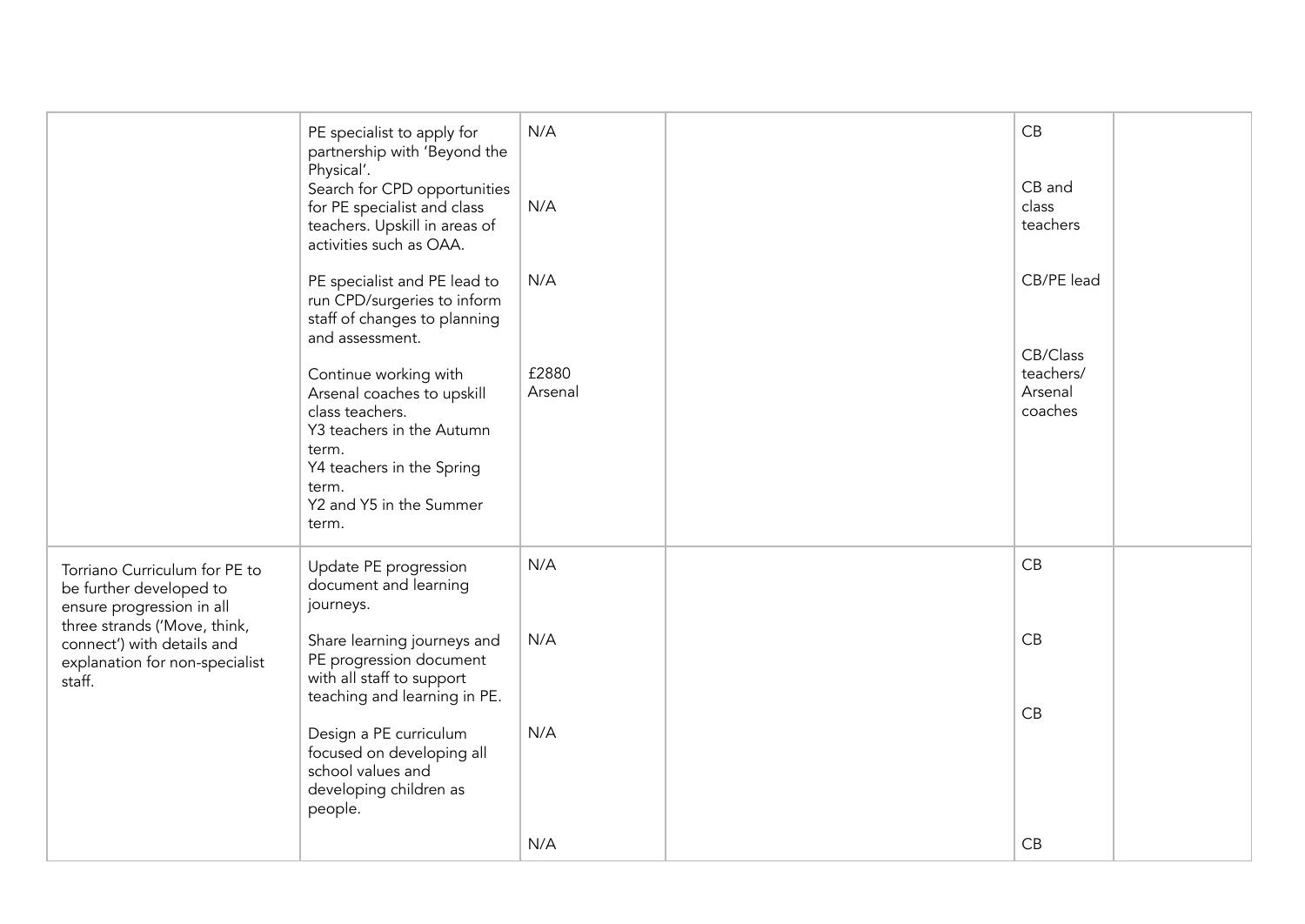| | | | | | |
|---|---|---|---|---|---|
| | PE specialist to apply for partnership with 'Beyond the Physical'.<br>Search for CPD opportunities for PE specialist and class teachers. Upskill in areas of activities such as OAA.<br><br>PE specialist and PE lead to run CPD/surgeries to inform staff of changes to planning and assessment.<br><br>Continue working with Arsenal coaches to upskill class teachers.<br>Y3 teachers in the Autumn term.<br>Y4 teachers in the Spring term.<br>Y2 and Y5 in the Summer term. | N/A<br><br>N/A<br><br>N/A<br><br>£2880 Arsenal | | CB<br><br>CB and class teachers<br><br>CB/PE lead<br><br>CB/Class teachers/ Arsenal coaches | |
| Torriano Curriculum for PE to be further developed to ensure progression in all three strands ('Move, think, connect') with details and explanation for non-specialist staff. | Update PE progression document and learning journeys.<br><br>Share learning journeys and PE progression document with all staff to support teaching and learning in PE.<br><br>Design a PE curriculum focused on developing all school values and developing children as people. | N/A<br><br>N/A<br><br>N/A<br><br>N/A | | CB<br><br>CB<br><br>CB<br><br>CB | |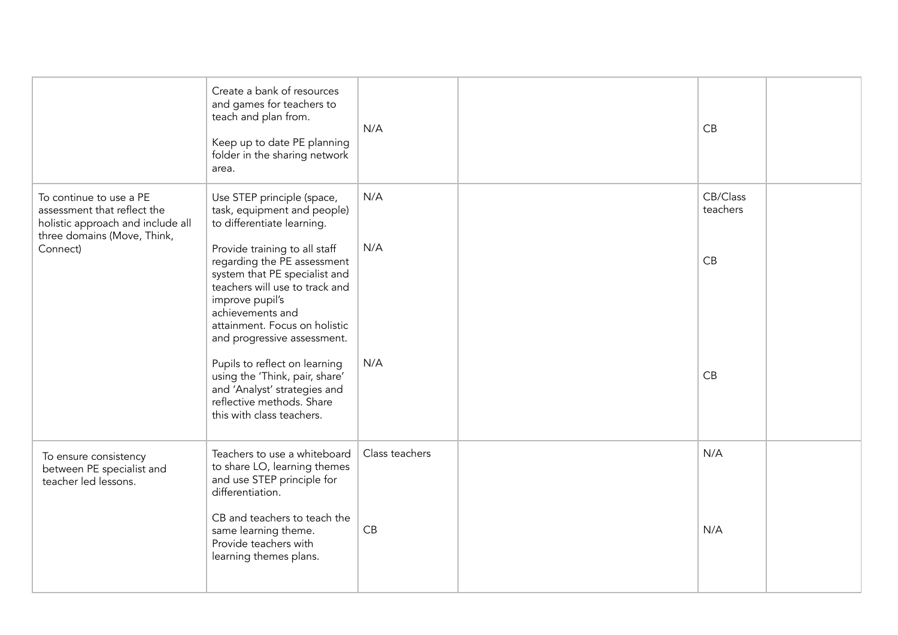| | | | | | |
|---|---|---|---|---|---|
| | Create a bank of resources and games for teachers to teach and plan from.<br><br>Keep up to date PE planning folder in the sharing network area. | N/A | | CB | |
| To continue to use a PE assessment that reflect the holistic approach and include all three domains (Move, Think, Connect) | Use STEP principle (space, task, equipment and people) to differentiate learning.<br><br>Provide training to all staff regarding the PE assessment system that PE specialist and teachers will use to track and improve pupil's achievements and attainment. Focus on holistic and progressive assessment.<br><br>Pupils to reflect on learning using the 'Think, pair, share' and 'Analyst' strategies and reflective methods. Share this with class teachers. | N/A<br><br>N/A<br><br>N/A | | CB/Class teachers<br><br>CB<br><br>CB | |
| To ensure consistency between PE specialist and teacher led lessons. | Teachers to use a whiteboard to share LO, learning themes and use STEP principle for differentiation.<br><br>CB and teachers to teach the same learning theme. Provide teachers with learning themes plans. | Class teachers<br><br>CB | | N/A<br><br>N/A | |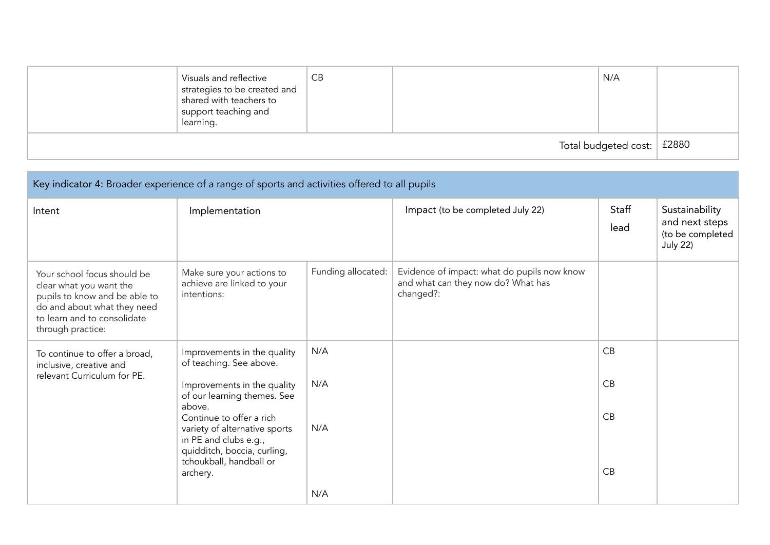| | Visuals and reflective strategies to be created and shared with teachers to support teaching and learning. | CB | | N/A | |
|---|---|---|---|---|---|
| | | | | Total budgeted cost: | £2880 |

| Key indicator 4: Broader experience of a range of sports and activities offered to all pupils | | | | | |
|---|---|---|---|---|---|
| Intent | Implementation | | Impact (to be completed July 22) | Staff lead | Sustainability and next steps (to be completed July 22) |
| Your school focus should be clear what you want the pupils to know and be able to do and about what they need to learn and to consolidate through practice: | Make sure your actions to achieve are linked to your intentions: | Funding allocated: | Evidence of impact: what do pupils now know and what can they now do? What has changed?: | | |
| To continue to offer a broad, inclusive, creative and relevant Curriculum for PE. | Improvements in the quality of teaching. See above.<br><br>Improvements in the quality of our learning themes. See above.<br>Continue to offer a rich variety of alternative sports in PE and clubs e.g., quidditch, boccia, curling, tchoukball, handball or archery. | N/A<br><br>N/A<br><br>N/A<br><br>N/A | | CB<br><br>CB<br><br>CB<br><br>CB | |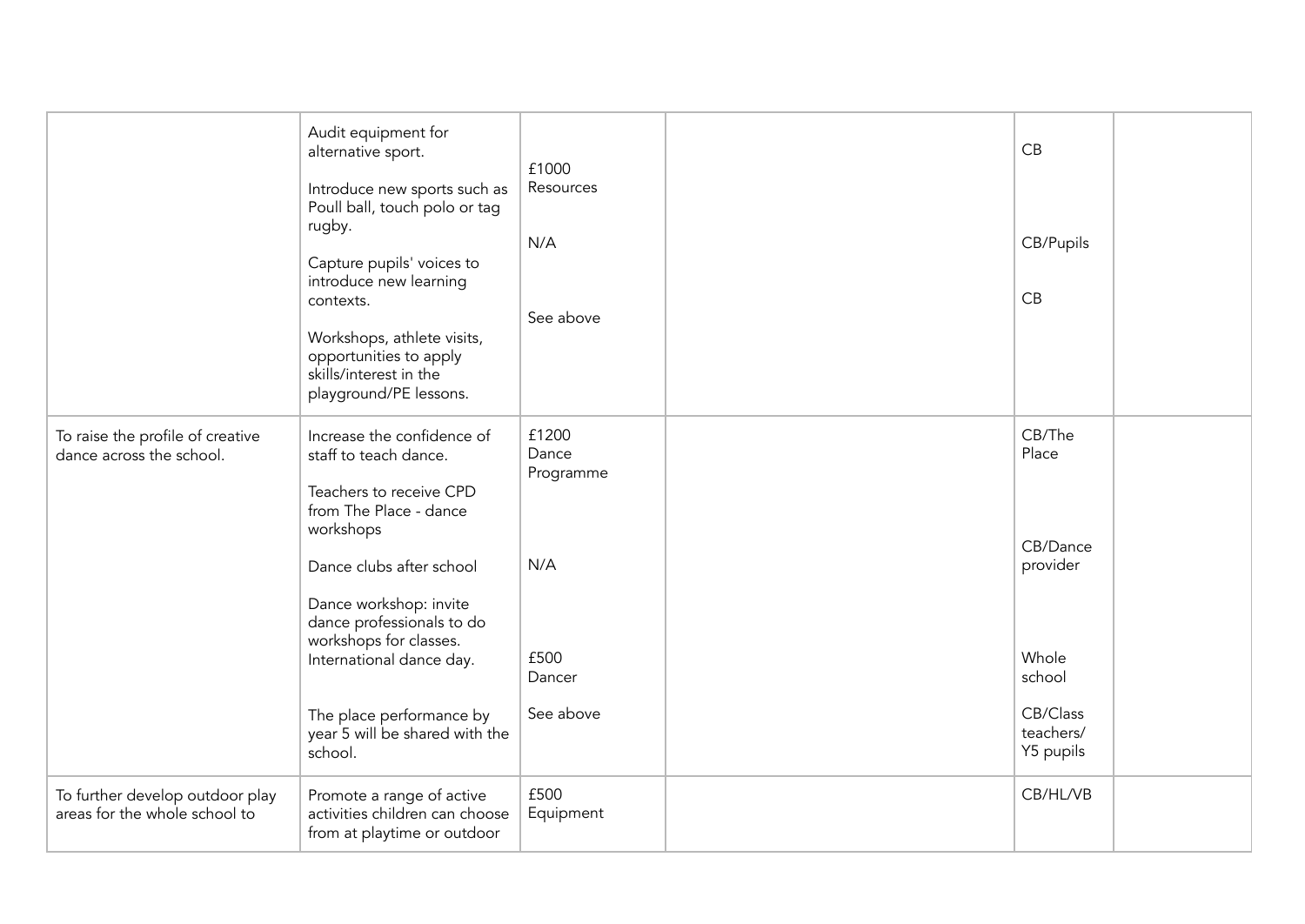| | | | | | |
|---|---|---|---|---|---|
| | Audit equipment for alternative sport.<br><br>Introduce new sports such as Poull ball, touch polo or tag rugby.<br><br>Capture pupils' voices to introduce new learning contexts.<br><br>Workshops, athlete visits, opportunities to apply skills/interest in the playground/PE lessons. | £1000 Resources<br><br>N/A<br><br>See above | | CB<br><br>CB/Pupils<br><br>CB | |
| To raise the profile of creative dance across the school. | Increase the confidence of staff to teach dance.<br><br>Teachers to receive CPD from The Place - dance workshops<br><br>Dance clubs after school<br><br>Dance workshop: invite dance professionals to do workshops for classes. International dance day.<br><br>The place performance by year 5 will be shared with the school. | £1200 Dance Programme<br><br>N/A<br><br>£500 Dancer<br><br>See above | | CB/The Place<br><br>CB/Dance provider<br><br>Whole school<br><br>CB/Class teachers/ Y5 pupils | |
| To further develop outdoor play areas for the whole school to | Promote a range of active activities children can choose from at playtime or outdoor | £500 Equipment | | CB/HL/VB | |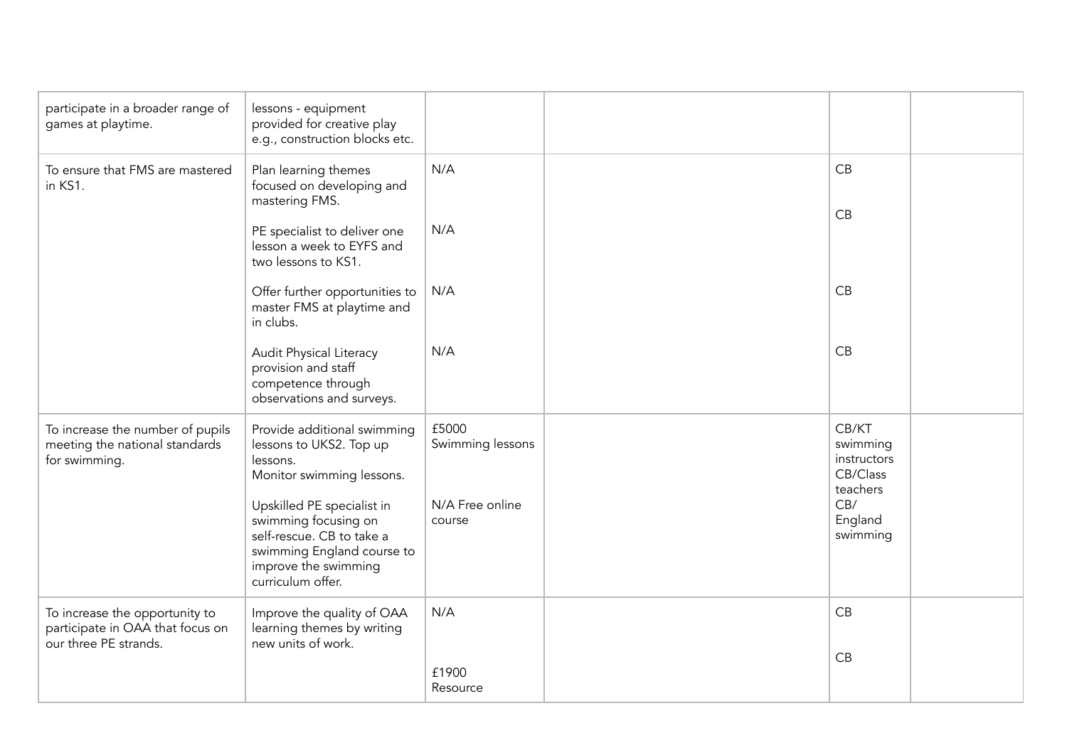| | | | | | |
|---|---|---|---|---|---|
| participate in a broader range of games at playtime. | lessons - equipment provided for creative play e.g., construction blocks etc. | | | | |
| To ensure that FMS are mastered in KS1. | Plan learning themes focused on developing and mastering FMS.<br><br>PE specialist to deliver one lesson a week to EYFS and two lessons to KS1.<br><br>Offer further opportunities to master FMS at playtime and in clubs.<br><br>Audit Physical Literacy provision and staff competence through observations and surveys. | N/A<br><br>N/A<br><br>N/A<br><br>N/A | | CB<br><br>CB<br><br>CB<br><br>CB | |
| To increase the number of pupils meeting the national standards for swimming. | Provide additional swimming lessons to UKS2. Top up lessons.<br>Monitor swimming lessons.<br><br>Upskilled PE specialist in swimming focusing on self-rescue. CB to take a swimming England course to improve the swimming curriculum offer. | £5000 Swimming lessons<br><br>N/A Free online course | | CB/KT swimming instructors<br>CB/Class teachers<br>CB/ England swimming | |
| To increase the opportunity to participate in OAA that focus on our three PE strands. | Improve the quality of OAA learning themes by writing new units of work. | N/A<br><br>£1900 Resource | | CB<br><br>CB | |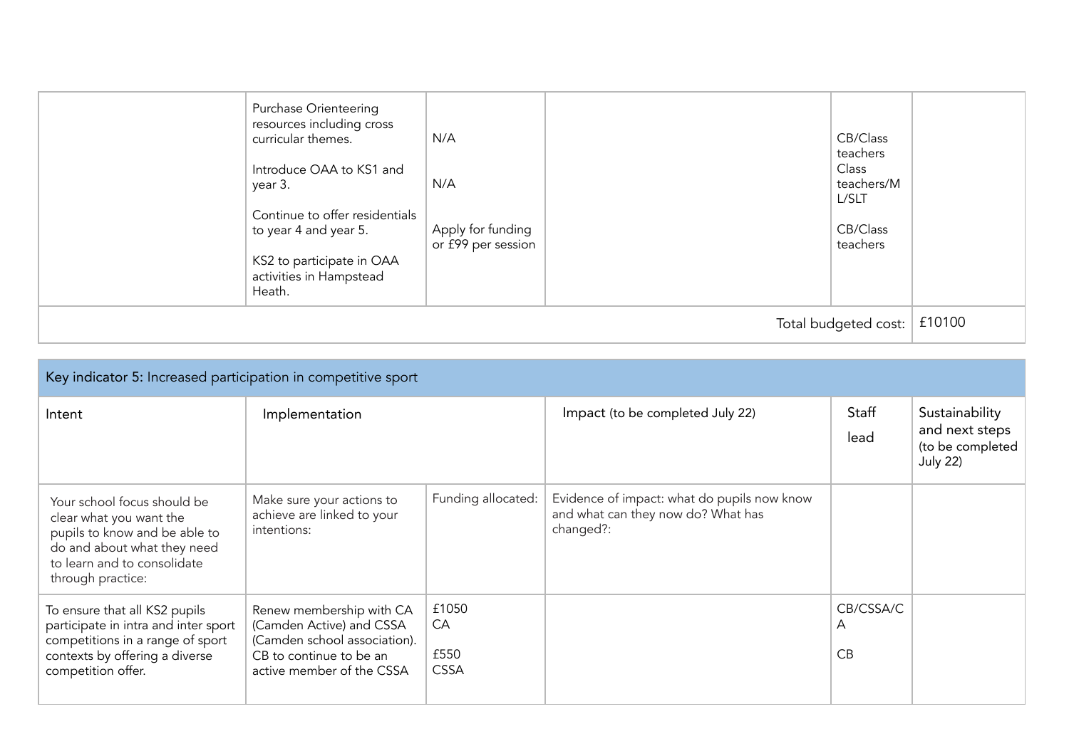| | | | | | |
|---|---|---|---|---|---|
| | Purchase Orienteering resources including cross curricular themes.<br><br>Introduce OAA to KS1 and year 3.<br><br>Continue to offer residentials to year 4 and year 5.<br><br>KS2 to participate in OAA activities in Hampstead Heath. | N/A<br><br>N/A<br><br>Apply for funding or £99 per session | | CB/Class teachers<br>Class teachers/ML/SLT<br><br>CB/Class teachers | |
| | | | | Total budgeted cost: | £10100 |

| Key indicator 5: Increased participation in competitive sport | | | | | |
|---|---|---|---|---|---|
| Intent | Implementation | | Impact (to be completed July 22) | Staff lead | Sustainability and next steps (to be completed July 22) |
| Your school focus should be clear what you want the pupils to know and be able to do and about what they need to learn and to consolidate through practice: | Make sure your actions to achieve are linked to your intentions: | Funding allocated: | Evidence of impact: what do pupils now know and what can they now do? What has changed?: | | |
| To ensure that all KS2 pupils participate in intra and inter sport competitions in a range of sport contexts by offering a diverse competition offer. | Renew membership with CA (Camden Active) and CSSA (Camden school association). CB to continue to be an active member of the CSSA | £1050 CA<br><br>£550 CSSA | | CB/CSSA/CA<br><br>CB | |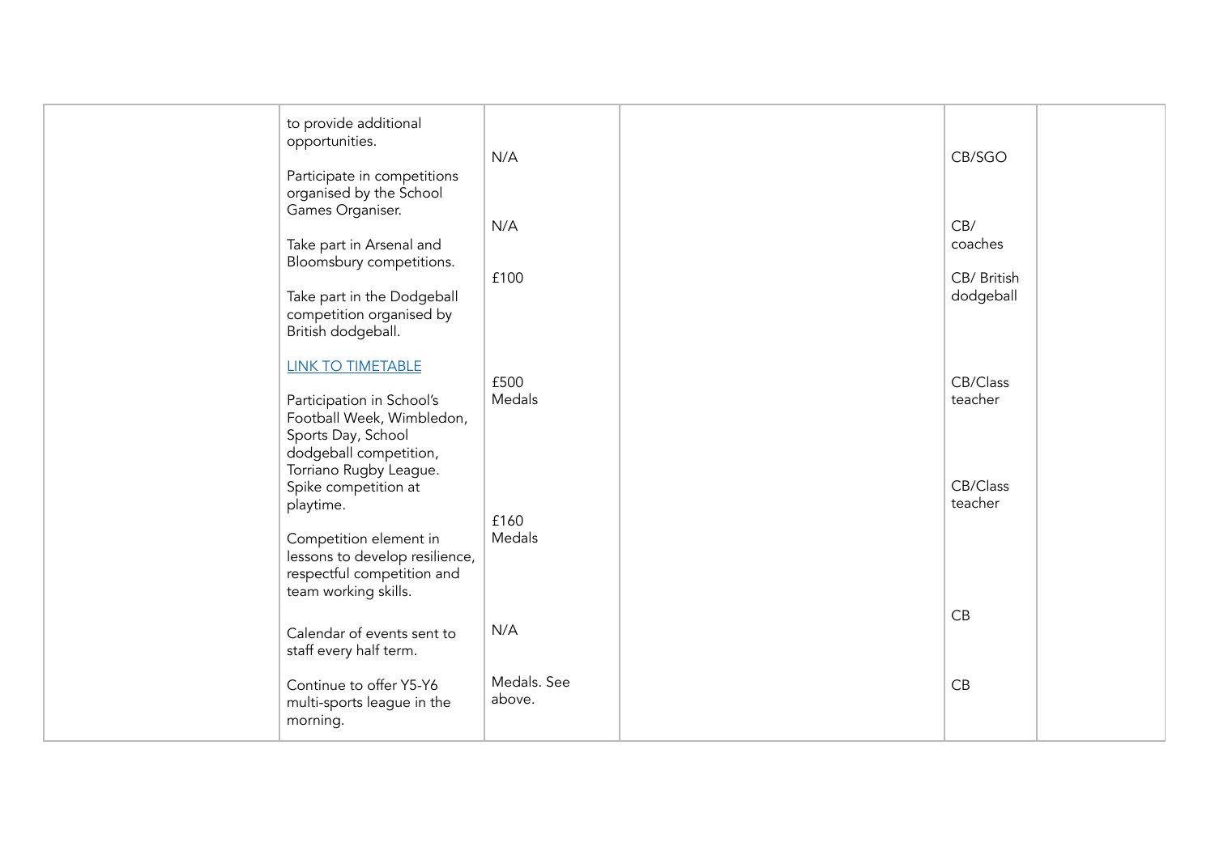| | | | | | |
|---|---|---|---|---|---|
| | to provide additional opportunities.<br><br>Participate in competitions organised by the School Games Organiser.<br><br>Take part in Arsenal and Bloomsbury competitions.<br><br>Take part in the Dodgeball competition organised by British dodgeball.<br><br>[LINK TO TIMETABLE]()<br><br>Participation in School's Football Week, Wimbledon, Sports Day, School dodgeball competition, Torriano Rugby League. Spike competition at playtime.<br><br>Competition element in lessons to develop resilience, respectful competition and team working skills.<br><br>Calendar of events sent to staff every half term.<br><br>Continue to offer Y5-Y6 multi-sports league in the morning. | N/A<br><br>N/A<br><br>£100<br><br>£500 Medals<br><br>£160 Medals<br><br>N/A<br><br>Medals. See above. | | CB/SGO<br><br>CB/ coaches<br><br>CB/ British dodgeball<br><br>CB/Class teacher<br><br>CB/Class teacher<br><br>CB<br><br>CB | |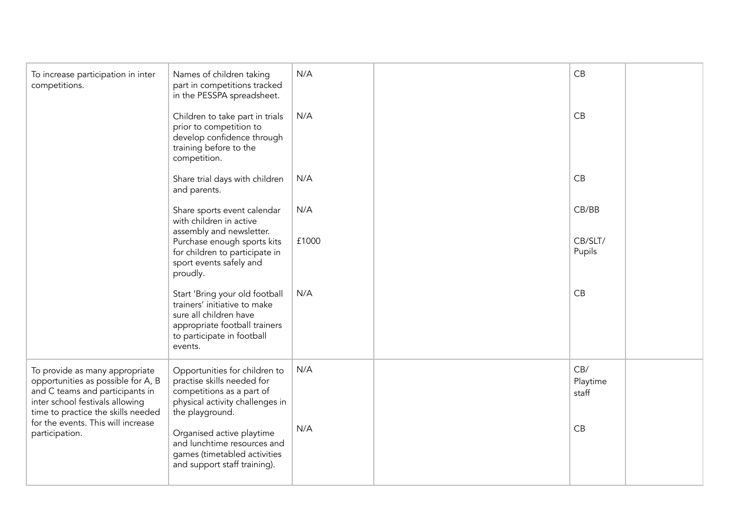| | | | | | |
|---|---|---|---|---|---|
| To increase participation in inter competitions. | Names of children taking part in competitions tracked in the PESSPA spreadsheet. | N/A | | CB | |
| | Children to take part in trials prior to competition to develop confidence through training before to the competition. | N/A | | CB | |
| | Share trial days with children and parents. | N/A | | CB | |
| | Share sports event calendar with children in active assembly and newsletter. | N/A | | CB/BB | |
| | Purchase enough sports kits for children to participate in sport events safely and proudly. | £1000 | | CB/SLT/ Pupils | |
| | Start 'Bring your old football trainers' initiative to make sure all children have appropriate football trainers to participate in football events. | N/A | | CB | |
| To provide as many appropriate opportunities as possible for A, B and C teams and participants in inter school festivals allowing time to practice the skills needed for the events. This will increase participation. | Opportunities for children to practise skills needed for competitions as a part of physical activity challenges in the playground. | N/A | | CB/ Playtime staff | |
| | Organised active playtime and lunchtime resources and games (timetabled activities and support staff training). | N/A | | CB | |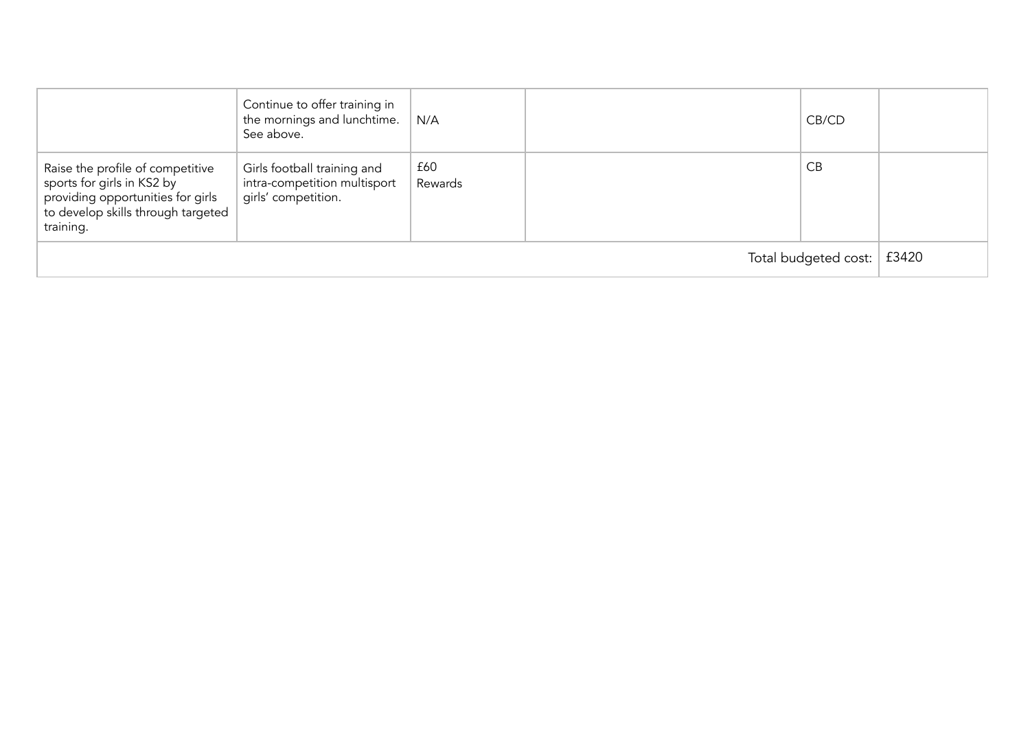| | | | | | |
|---|---|---|---|---|---|
| | Continue to offer training in the mornings and lunchtime. See above. | N/A | | CB/CD | |
| Raise the profile of competitive sports for girls in KS2 by providing opportunities for girls to develop skills through targeted training. | Girls football training and intra-competition multisport girls' competition. | £60 Rewards | | CB | |
| | | | | Total budgeted cost: | £3420 |